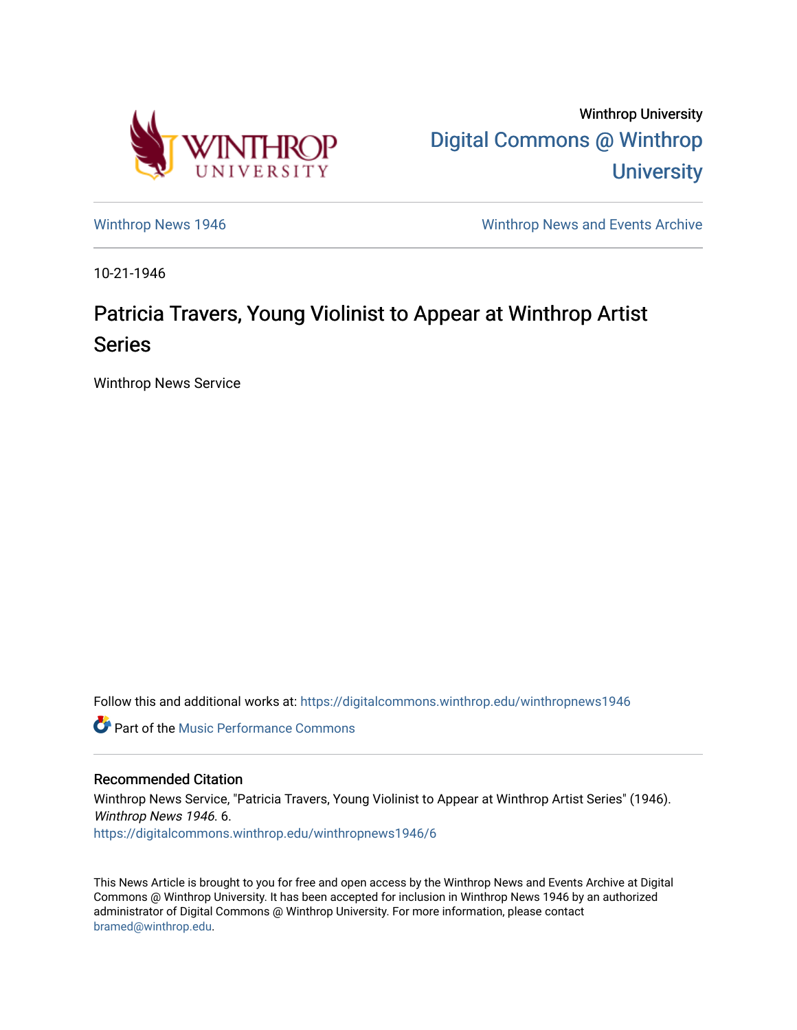Winthrop University

Digital Commons @ Winthrop University

Winthrop News 1946

Winthrop News and Events Archive

10-21-1946

# Patricia Travers, Young Violinist to Appear at Winthrop Artist Series

Winthrop News Service

Follow this and additional works at: https://digitalcommons.winthrop.edu/winthropnews1946

Part of the Music Performance Commons

## Recommended Citation

Winthrop News Service, "Patricia Travers, Young Violinist to Appear at Winthrop Artist Series" (1946). *Winthrop News 1946*. 6.
https://digitalcommons.winthrop.edu/winthropnews1946/6

This News Article is brought to you for free and open access by the Winthrop News and Events Archive at Digital Commons @ Winthrop University. It has been accepted for inclusion in Winthrop News 1946 by an authorized administrator of Digital Commons @ Winthrop University. For more information, please contact bramed@winthrop.edu.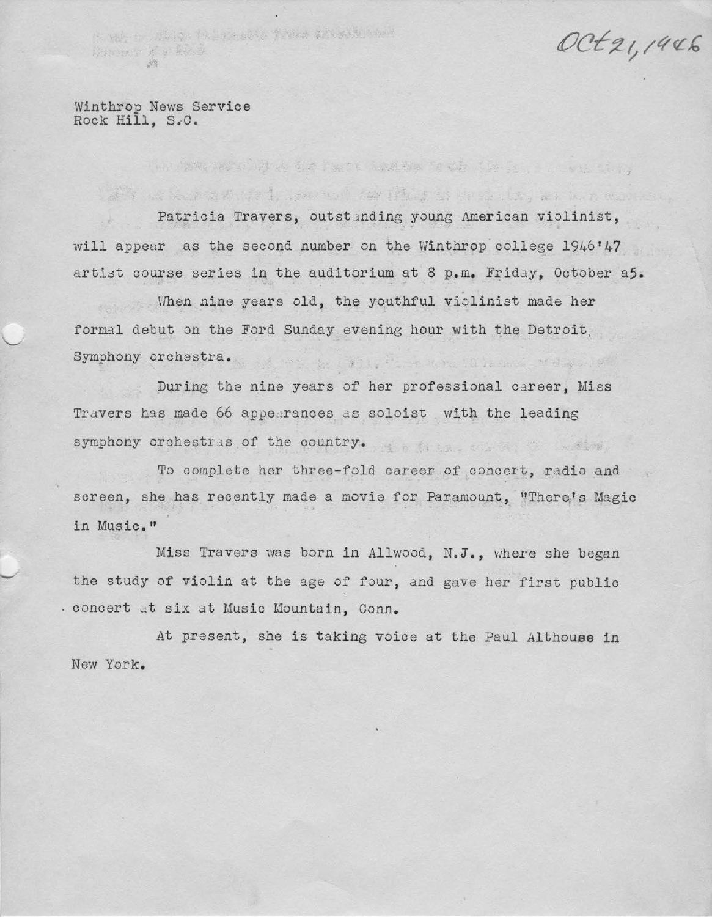Oct 21, 1946

Winthrop News Service
Rock Hill, S.C.

Patricia Travers, outstanding young American violinist, will appear as the second number on the Winthrop college 1946'47 artist course series in the auditorium at 8 p.m. Friday, October a5.

When nine years old, the youthful violinist made her formal debut on the Ford Sunday evening hour with the Detroit Symphony orchestra.

During the nine years of her professional career, Miss Travers has made 66 appearances as soloist with the leading symphony orchestras of the country.

To complete her three-fold career of concert, radio and screen, she has recently made a movie for Paramount, "There's Magic in Music."

Miss Travers was born in Allwood, N.J., where she began the study of violin at the age of four, and gave her first public concert at six at Music Mountain, Conn.

At present, she is taking voice at the Paul Althouse in New York.